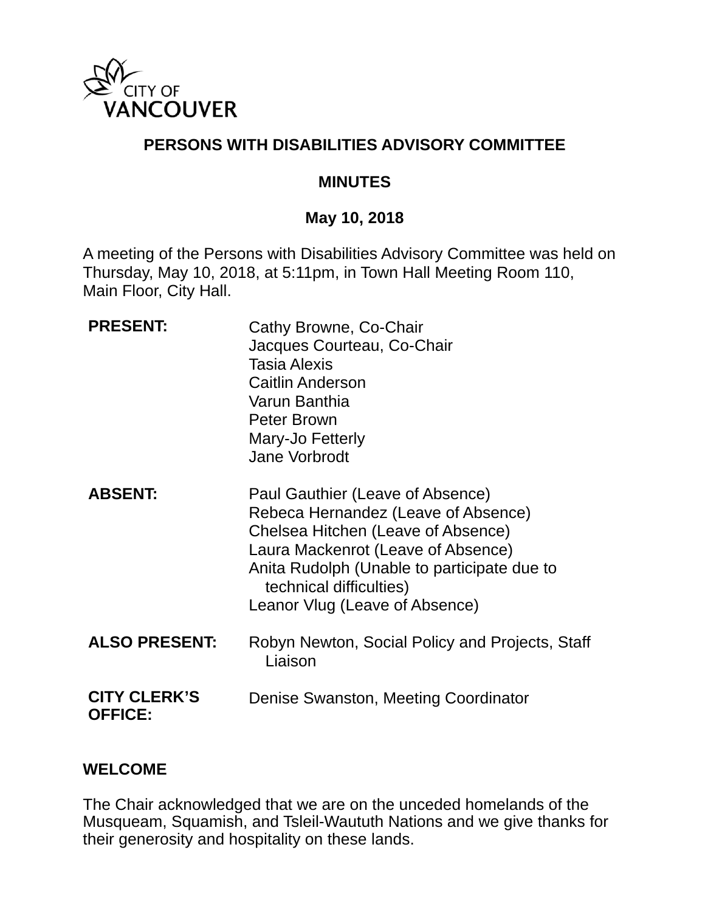CITY OF VANCOUVER

# PERSONS WITH DISABILITIES ADVISORY COMMITTEE

## MINUTES

**May 10, 2018**

A meeting of the Persons with Disabilities Advisory Committee was held on Thursday, May 10, 2018, at 5:11pm, in Town Hall Meeting Room 110, Main Floor, City Hall.

| | |
|---|---|
| **PRESENT:** | Cathy Browne, Co-Chair<br>Jacques Courteau, Co-Chair<br>Tasia Alexis<br>Caitlin Anderson<br>Varun Banthia<br>Peter Brown<br>Mary-Jo Fetterly<br>Jane Vorbrodt |
| **ABSENT:** | Paul Gauthier (Leave of Absence)<br>Rebeca Hernandez (Leave of Absence)<br>Chelsea Hitchen (Leave of Absence)<br>Laura Mackenrot (Leave of Absence)<br>Anita Rudolph (Unable to participate due to technical difficulties)<br>Leanor Vlug (Leave of Absence) |
| **ALSO PRESENT:** | Robyn Newton, Social Policy and Projects, Staff Liaison |
| **CITY CLERK'S OFFICE:** | Denise Swanston, Meeting Coordinator |

## WELCOME

The Chair acknowledged that we are on the unceded homelands of the Musqueam, Squamish, and Tsleil-Waututh Nations and we give thanks for their generosity and hospitality on these lands.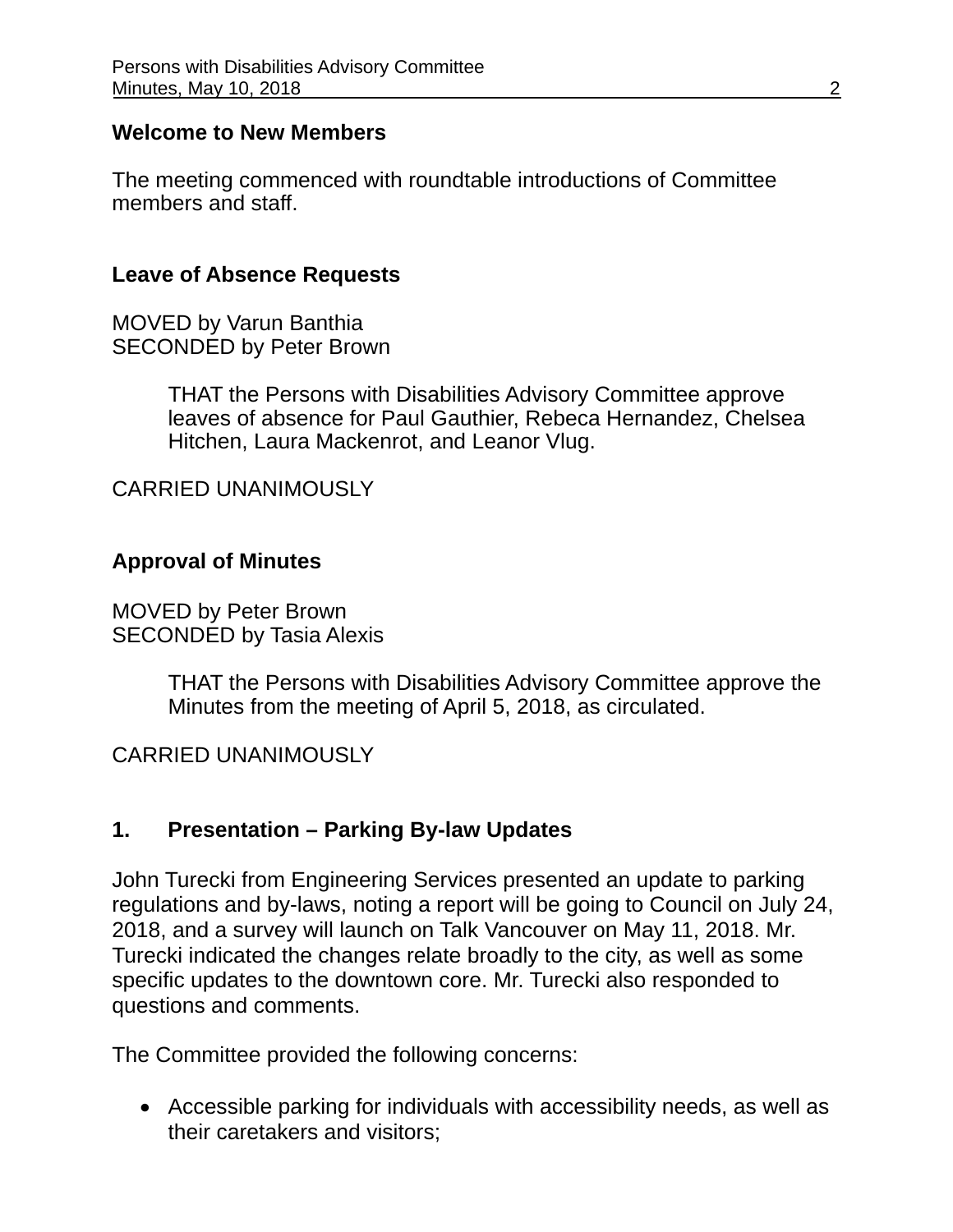## Welcome to New Members

The meeting commenced with roundtable introductions of Committee members and staff.

## Leave of Absence Requests

MOVED by Varun Banthia
SECONDED by Peter Brown

> THAT the Persons with Disabilities Advisory Committee approve leaves of absence for Paul Gauthier, Rebeca Hernandez, Chelsea Hitchen, Laura Mackenrot, and Leanor Vlug.

CARRIED UNANIMOUSLY

## Approval of Minutes

MOVED by Peter Brown
SECONDED by Tasia Alexis

> THAT the Persons with Disabilities Advisory Committee approve the Minutes from the meeting of April 5, 2018, as circulated.

CARRIED UNANIMOUSLY

## 1. Presentation – Parking By-law Updates

John Turecki from Engineering Services presented an update to parking regulations and by-laws, noting a report will be going to Council on July 24, 2018, and a survey will launch on Talk Vancouver on May 11, 2018. Mr. Turecki indicated the changes relate broadly to the city, as well as some specific updates to the downtown core. Mr. Turecki also responded to questions and comments.

The Committee provided the following concerns:

- Accessible parking for individuals with accessibility needs, as well as their caretakers and visitors;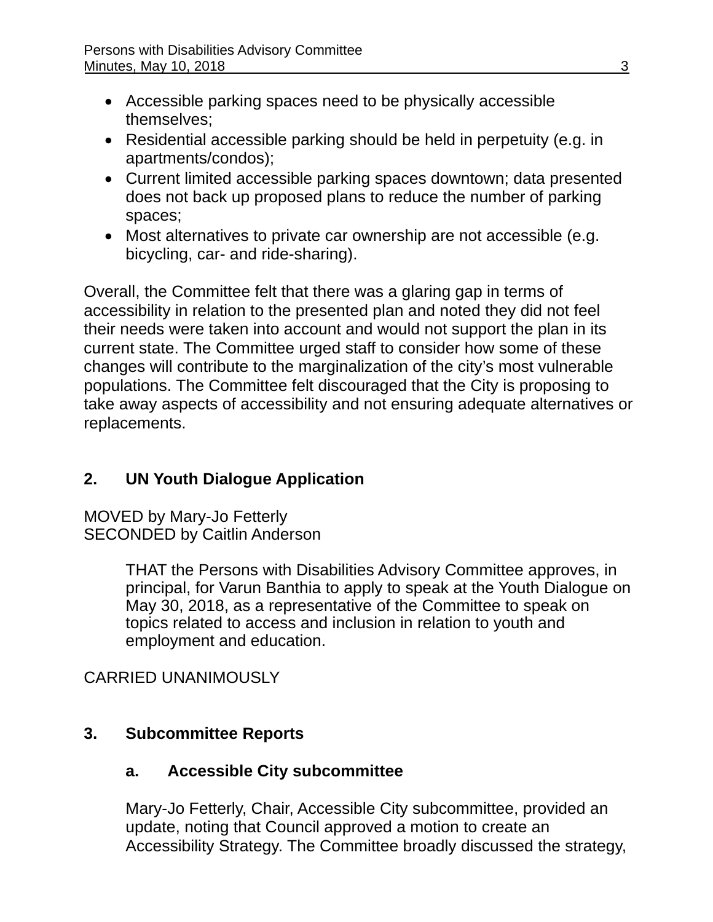- Accessible parking spaces need to be physically accessible themselves;
- Residential accessible parking should be held in perpetuity (e.g. in apartments/condos);
- Current limited accessible parking spaces downtown; data presented does not back up proposed plans to reduce the number of parking spaces;
- Most alternatives to private car ownership are not accessible (e.g. bicycling, car- and ride-sharing).

Overall, the Committee felt that there was a glaring gap in terms of accessibility in relation to the presented plan and noted they did not feel their needs were taken into account and would not support the plan in its current state. The Committee urged staff to consider how some of these changes will contribute to the marginalization of the city's most vulnerable populations. The Committee felt discouraged that the City is proposing to take away aspects of accessibility and not ensuring adequate alternatives or replacements.

## 2. UN Youth Dialogue Application

MOVED by Mary-Jo Fetterly
SECONDED by Caitlin Anderson

> THAT the Persons with Disabilities Advisory Committee approves, in principal, for Varun Banthia to apply to speak at the Youth Dialogue on May 30, 2018, as a representative of the Committee to speak on topics related to access and inclusion in relation to youth and employment and education.

CARRIED UNANIMOUSLY

## 3. Subcommittee Reports

### a. Accessible City subcommittee

Mary-Jo Fetterly, Chair, Accessible City subcommittee, provided an update, noting that Council approved a motion to create an Accessibility Strategy. The Committee broadly discussed the strategy,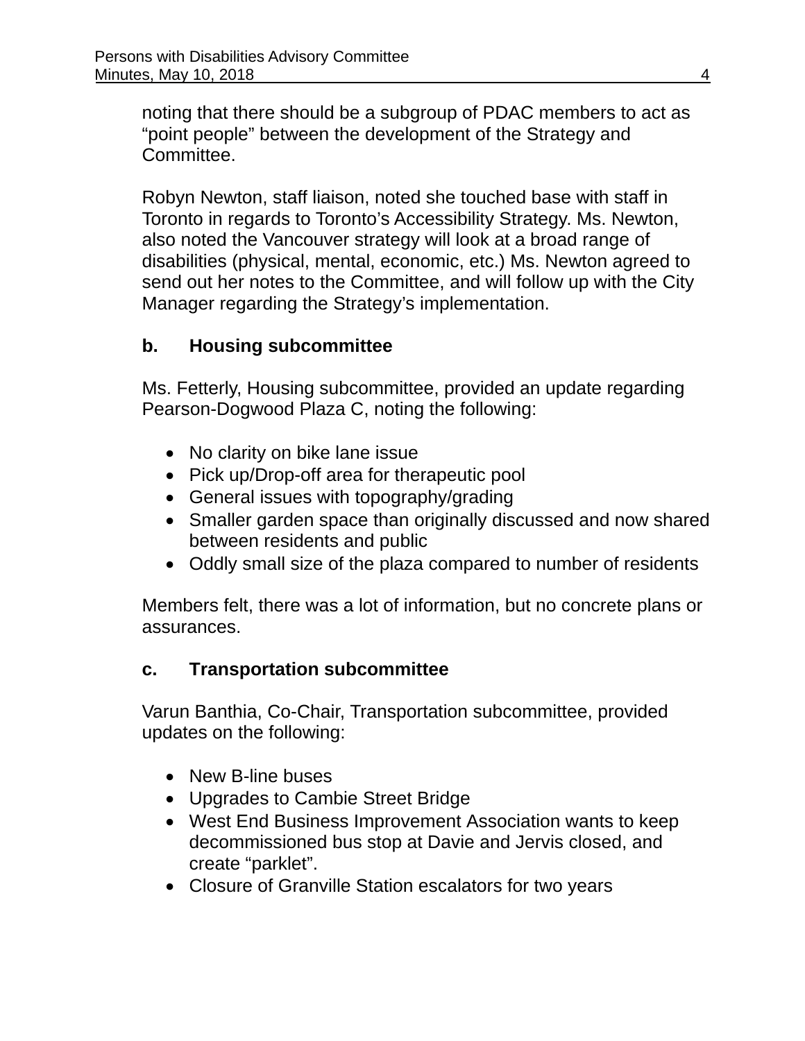noting that there should be a subgroup of PDAC members to act as "point people" between the development of the Strategy and Committee.

Robyn Newton, staff liaison, noted she touched base with staff in Toronto in regards to Toronto's Accessibility Strategy. Ms. Newton, also noted the Vancouver strategy will look at a broad range of disabilities (physical, mental, economic, etc.) Ms. Newton agreed to send out her notes to the Committee, and will follow up with the City Manager regarding the Strategy's implementation.

### b. Housing subcommittee

Ms. Fetterly, Housing subcommittee, provided an update regarding Pearson-Dogwood Plaza C, noting the following:

- No clarity on bike lane issue
- Pick up/Drop-off area for therapeutic pool
- General issues with topography/grading
- Smaller garden space than originally discussed and now shared between residents and public
- Oddly small size of the plaza compared to number of residents

Members felt, there was a lot of information, but no concrete plans or assurances.

### c. Transportation subcommittee

Varun Banthia, Co-Chair, Transportation subcommittee, provided updates on the following:

- New B-line buses
- Upgrades to Cambie Street Bridge
- West End Business Improvement Association wants to keep decommissioned bus stop at Davie and Jervis closed, and create "parklet".
- Closure of Granville Station escalators for two years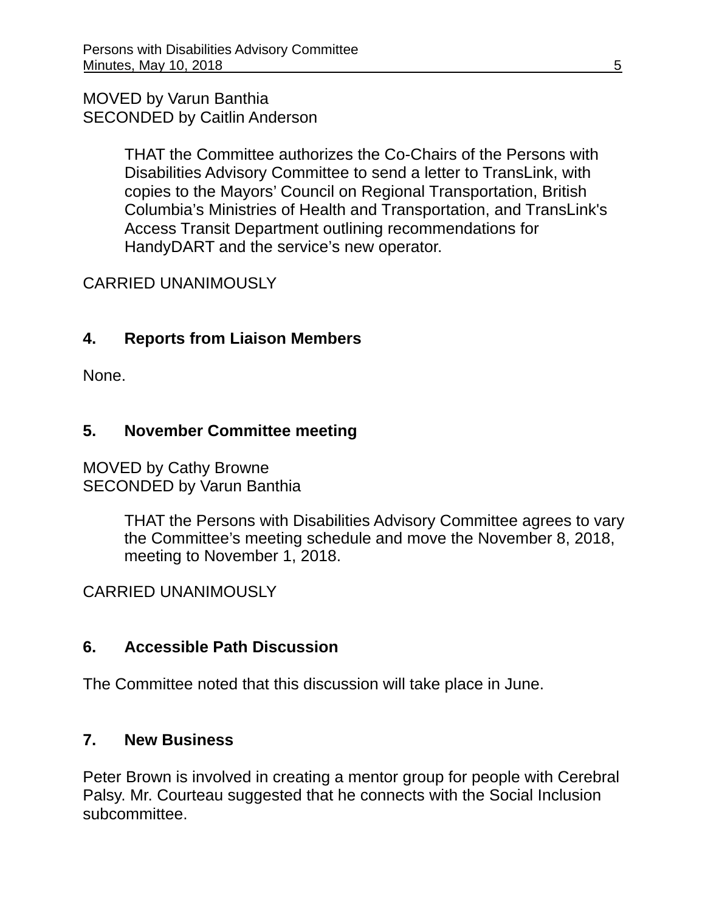MOVED by Varun Banthia
SECONDED by Caitlin Anderson

> THAT the Committee authorizes the Co-Chairs of the Persons with Disabilities Advisory Committee to send a letter to TransLink, with copies to the Mayors' Council on Regional Transportation, British Columbia's Ministries of Health and Transportation, and TransLink's Access Transit Department outlining recommendations for HandyDART and the service's new operator.

CARRIED UNANIMOUSLY

## 4. Reports from Liaison Members

None.

## 5. November Committee meeting

MOVED by Cathy Browne
SECONDED by Varun Banthia

> THAT the Persons with Disabilities Advisory Committee agrees to vary the Committee's meeting schedule and move the November 8, 2018, meeting to November 1, 2018.

CARRIED UNANIMOUSLY

## 6. Accessible Path Discussion

The Committee noted that this discussion will take place in June.

## 7. New Business

Peter Brown is involved in creating a mentor group for people with Cerebral Palsy. Mr. Courteau suggested that he connects with the Social Inclusion subcommittee.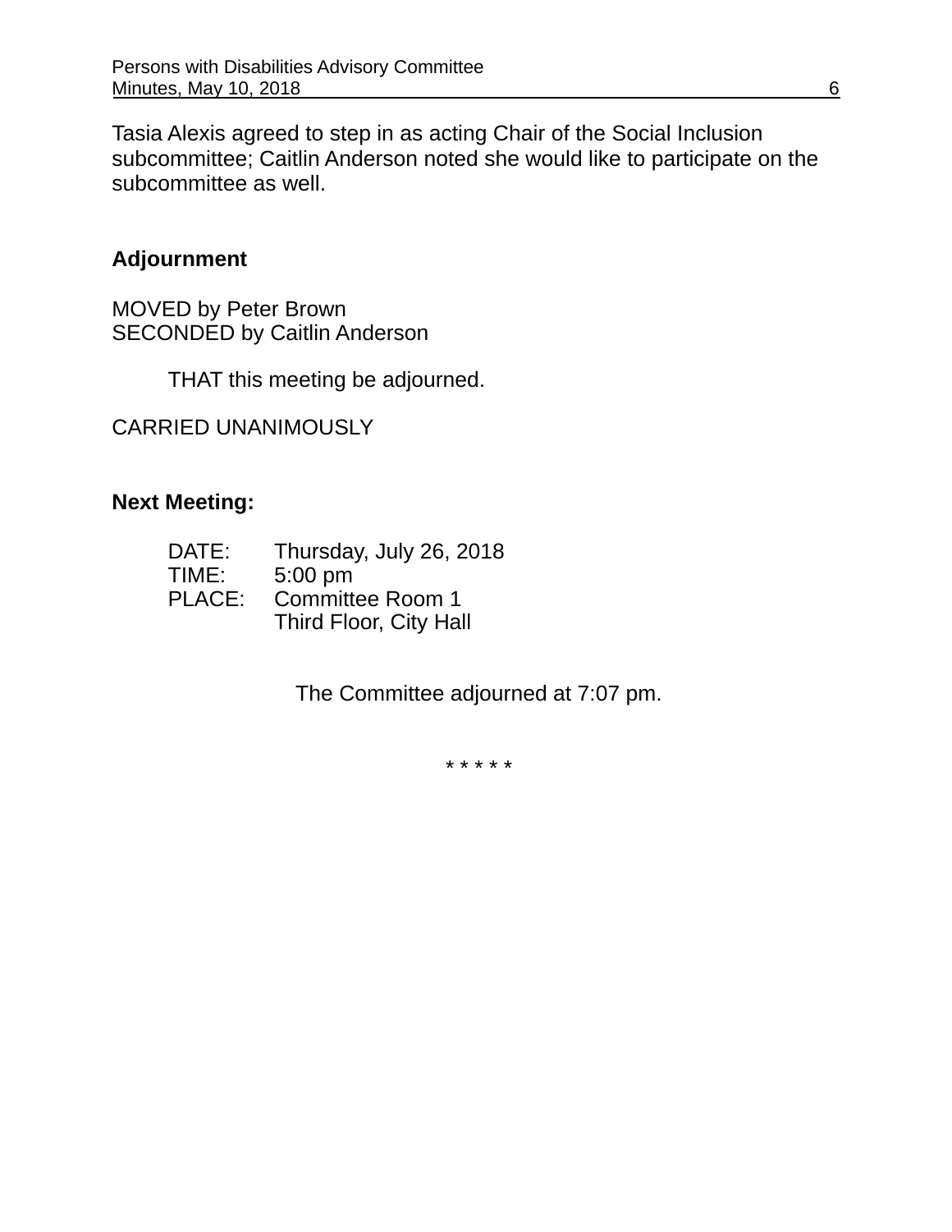Tasia Alexis agreed to step in as acting Chair of the Social Inclusion subcommittee; Caitlin Anderson noted she would like to participate on the subcommittee as well.

**Adjournment**

MOVED by Peter Brown
SECONDED by Caitlin Anderson

THAT this meeting be adjourned.

CARRIED UNANIMOUSLY

**Next Meeting:**

DATE: Thursday, July 26, 2018
TIME: 5:00 pm
PLACE: Committee Room 1
Third Floor, City Hall

The Committee adjourned at 7:07 pm.

* * * * *